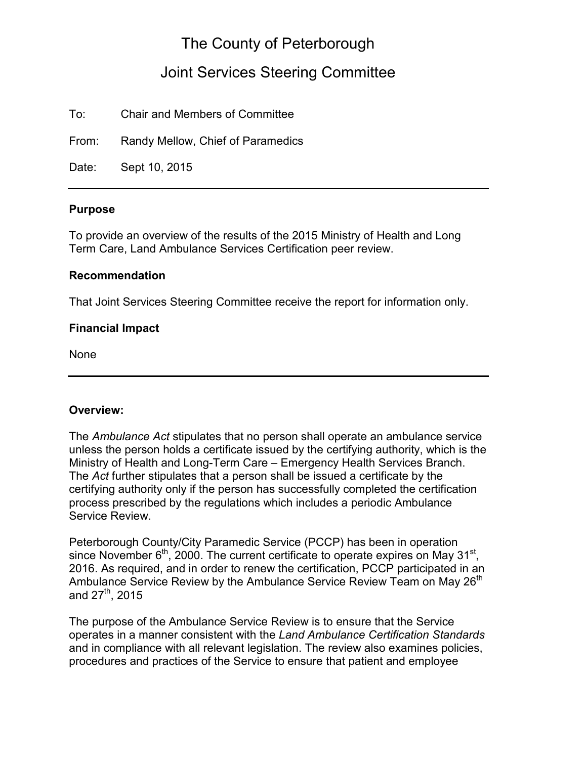# The County of Peterborough

## Joint Services Steering Committee

To: Chair and Members of Committee

From: Randy Mellow, Chief of Paramedics

Date: Sept 10, 2015

---

**Purpose**

To provide an overview of the results of the 2015 Ministry of Health and Long Term Care, Land Ambulance Services Certification peer review.

**Recommendation**

That Joint Services Steering Committee receive the report for information only.

**Financial Impact**

None

---

**Overview:**

The *Ambulance Act* stipulates that no person shall operate an ambulance service unless the person holds a certificate issued by the certifying authority, which is the Ministry of Health and Long-Term Care – Emergency Health Services Branch. The *Act* further stipulates that a person shall be issued a certificate by the certifying authority only if the person has successfully completed the certification process prescribed by the regulations which includes a periodic Ambulance Service Review.

Peterborough County/City Paramedic Service (PCCP) has been in operation since November 6th, 2000. The current certificate to operate expires on May 31st, 2016. As required, and in order to renew the certification, PCCP participated in an Ambulance Service Review by the Ambulance Service Review Team on May 26th and 27th, 2015

The purpose of the Ambulance Service Review is to ensure that the Service operates in a manner consistent with the *Land Ambulance Certification Standards* and in compliance with all relevant legislation. The review also examines policies, procedures and practices of the Service to ensure that patient and employee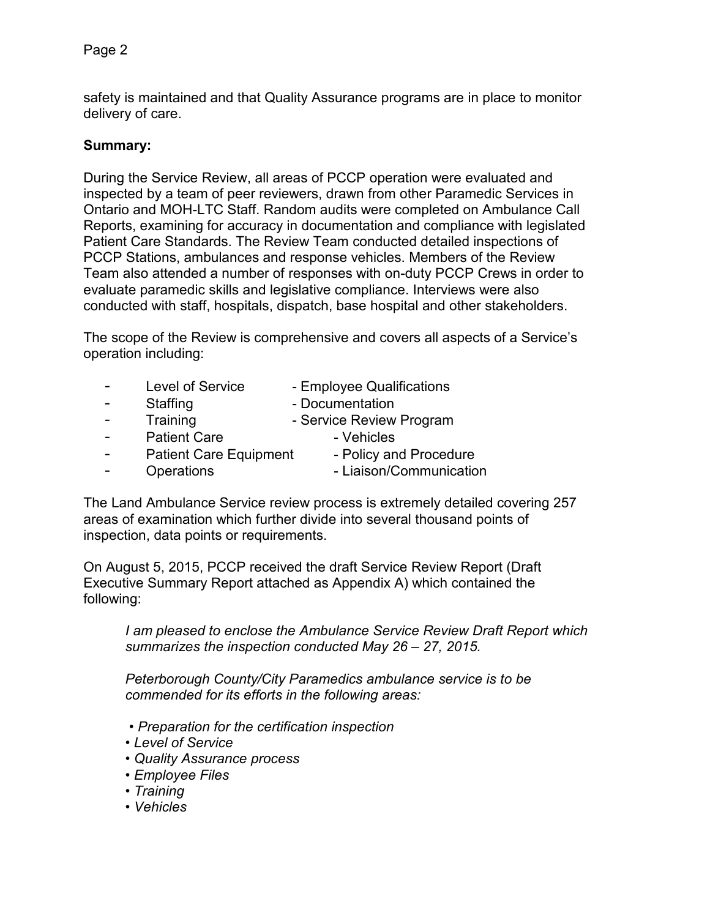safety is maintained and that Quality Assurance programs are in place to monitor delivery of care.

**Summary:**

During the Service Review, all areas of PCCP operation were evaluated and inspected by a team of peer reviewers, drawn from other Paramedic Services in Ontario and MOH-LTC Staff. Random audits were completed on Ambulance Call Reports, examining for accuracy in documentation and compliance with legislated Patient Care Standards. The Review Team conducted detailed inspections of PCCP Stations, ambulances and response vehicles. Members of the Review Team also attended a number of responses with on-duty PCCP Crews in order to evaluate paramedic skills and legislative compliance. Interviews were also conducted with staff, hospitals, dispatch, base hospital and other stakeholders.

The scope of the Review is comprehensive and covers all aspects of a Service's operation including:

- Level of Service
- Staffing
- Training
- Patient Care
- Patient Care Equipment
- Operations
- Employee Qualifications
- Documentation
- Service Review Program
- Vehicles
- Policy and Procedure
- Liaison/Communication

The Land Ambulance Service review process is extremely detailed covering 257 areas of examination which further divide into several thousand points of inspection, data points or requirements.

On August 5, 2015, PCCP received the draft Service Review Report (Draft Executive Summary Report attached as Appendix A) which contained the following:

> *I am pleased to enclose the Ambulance Service Review Draft Report which summarizes the inspection conducted May 26 – 27, 2015.*
>
> *Peterborough County/City Paramedics ambulance service is to be commended for its efforts in the following areas:*
>
> - *Preparation for the certification inspection*
> - *Level of Service*
> - *Quality Assurance process*
> - *Employee Files*
> - *Training*
> - *Vehicles*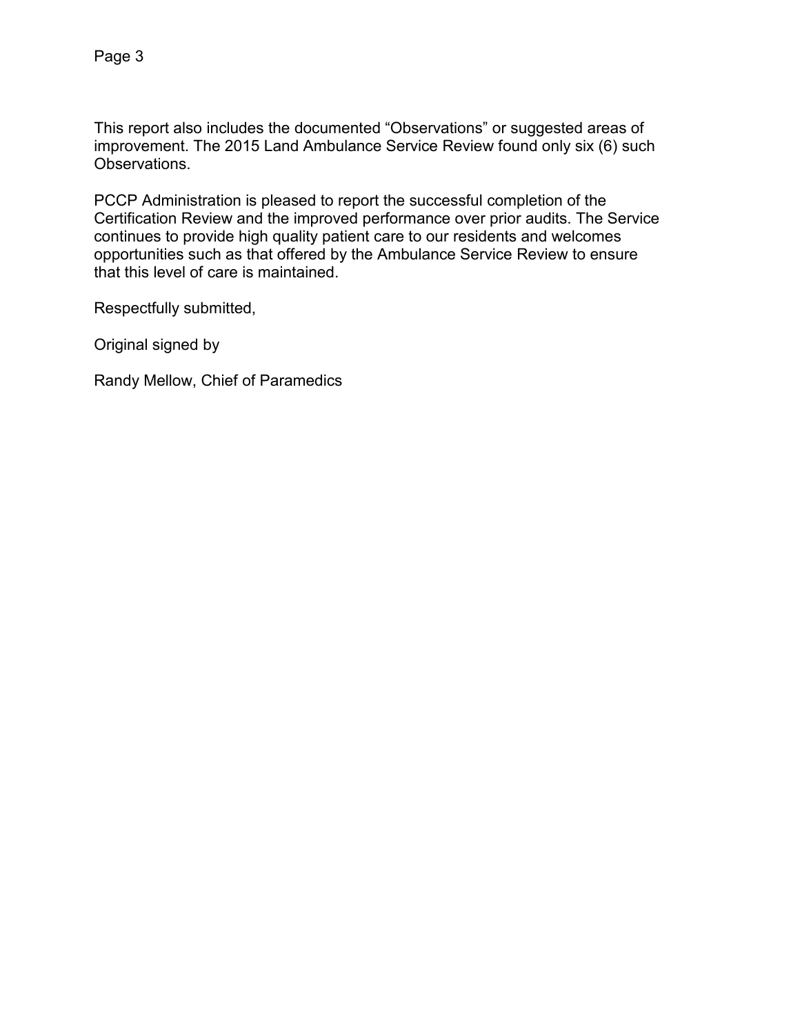This report also includes the documented “Observations” or suggested areas of improvement. The 2015 Land Ambulance Service Review found only six (6) such Observations.

PCCP Administration is pleased to report the successful completion of the Certification Review and the improved performance over prior audits. The Service continues to provide high quality patient care to our residents and welcomes opportunities such as that offered by the Ambulance Service Review to ensure that this level of care is maintained.

Respectfully submitted,

Original signed by

Randy Mellow, Chief of Paramedics